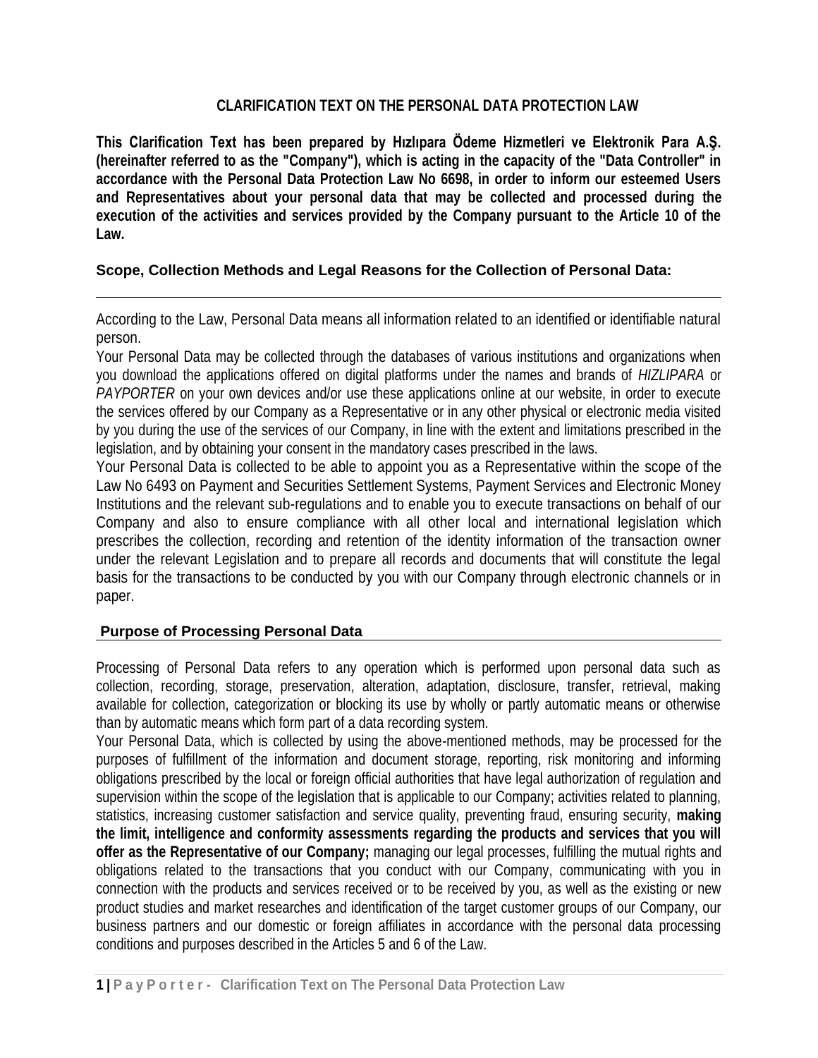# CLARIFICATION TEXT ON THE PERSONAL DATA PROTECTION LAW

**This Clarification Text has been prepared by Hızlıpara Ödeme Hizmetleri ve Elektronik Para A.Ş. (hereinafter referred to as the "Company"), which is acting in the capacity of the "Data Controller" in accordance with the Personal Data Protection Law No 6698, in order to inform our esteemed Users and Representatives about your personal data that may be collected and processed during the execution of the activities and services provided by the Company pursuant to the Article 10 of the Law.**

## Scope, Collection Methods and Legal Reasons for the Collection of Personal Data:

According to the Law, Personal Data means all information related to an identified or identifiable natural person.

Your Personal Data may be collected through the databases of various institutions and organizations when you download the applications offered on digital platforms under the names and brands of *HIZLIPARA* or *PAYPORTER* on your own devices and/or use these applications online at our website, in order to execute the services offered by our Company as a Representative or in any other physical or electronic media visited by you during the use of the services of our Company, in line with the extent and limitations prescribed in the legislation, and by obtaining your consent in the mandatory cases prescribed in the laws.

Your Personal Data is collected to be able to appoint you as a Representative within the scope of the Law No 6493 on Payment and Securities Settlement Systems, Payment Services and Electronic Money Institutions and the relevant sub-regulations and to enable you to execute transactions on behalf of our Company and also to ensure compliance with all other local and international legislation which prescribes the collection, recording and retention of the identity information of the transaction owner under the relevant Legislation and to prepare all records and documents that will constitute the legal basis for the transactions to be conducted by you with our Company through electronic channels or in paper.

## Purpose of Processing Personal Data

Processing of Personal Data refers to any operation which is performed upon personal data such as collection, recording, storage, preservation, alteration, adaptation, disclosure, transfer, retrieval, making available for collection, categorization or blocking its use by wholly or partly automatic means or otherwise than by automatic means which form part of a data recording system.

Your Personal Data, which is collected by using the above-mentioned methods, may be processed for the purposes of fulfillment of the information and document storage, reporting, risk monitoring and informing obligations prescribed by the local or foreign official authorities that have legal authorization of regulation and supervision within the scope of the legislation that is applicable to our Company; activities related to planning, statistics, increasing customer satisfaction and service quality, preventing fraud, ensuring security, **making the limit, intelligence and conformity assessments regarding the products and services that you will offer as the Representative of our Company;** managing our legal processes, fulfilling the mutual rights and obligations related to the transactions that you conduct with our Company, communicating with you in connection with the products and services received or to be received by you, as well as the existing or new product studies and market researches and identification of the target customer groups of our Company, our business partners and our domestic or foreign affiliates in accordance with the personal data processing conditions and purposes described in the Articles 5 and 6 of the Law.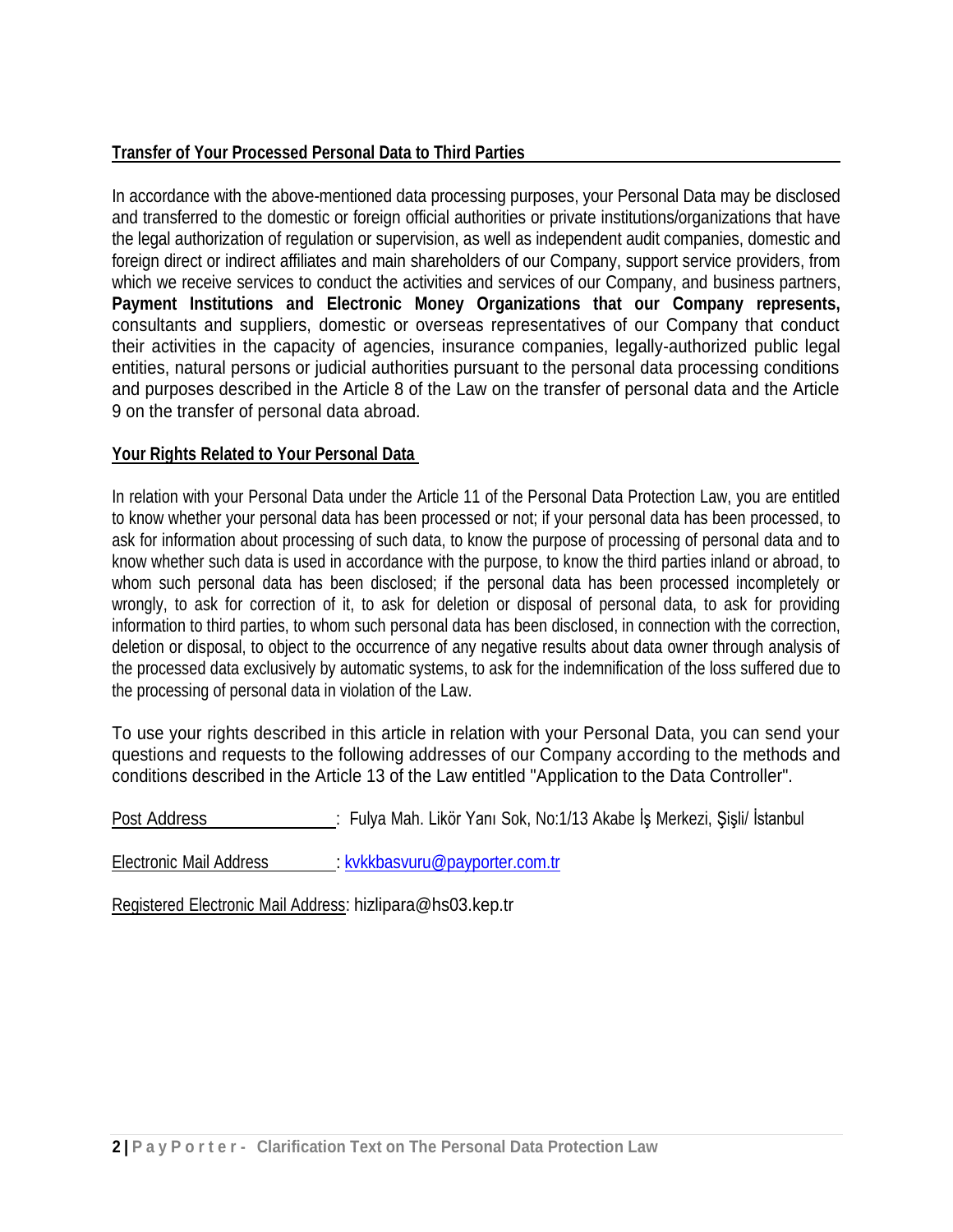## Transfer of Your Processed Personal Data to Third Parties

In accordance with the above-mentioned data processing purposes, your Personal Data may be disclosed and transferred to the domestic or foreign official authorities or private institutions/organizations that have the legal authorization of regulation or supervision, as well as independent audit companies, domestic and foreign direct or indirect affiliates and main shareholders of our Company, support service providers, from which we receive services to conduct the activities and services of our Company, and business partners, **Payment Institutions and Electronic Money Organizations that our Company represents,** consultants and suppliers, domestic or overseas representatives of our Company that conduct their activities in the capacity of agencies, insurance companies, legally-authorized public legal entities, natural persons or judicial authorities pursuant to the personal data processing conditions and purposes described in the Article 8 of the Law on the transfer of personal data and the Article 9 on the transfer of personal data abroad.

## Your Rights Related to Your Personal Data

In relation with your Personal Data under the Article 11 of the Personal Data Protection Law, you are entitled to know whether your personal data has been processed or not; if your personal data has been processed, to ask for information about processing of such data, to know the purpose of processing of personal data and to know whether such data is used in accordance with the purpose, to know the third parties inland or abroad, to whom such personal data has been disclosed; if the personal data has been processed incompletely or wrongly, to ask for correction of it, to ask for deletion or disposal of personal data, to ask for providing information to third parties, to whom such personal data has been disclosed, in connection with the correction, deletion or disposal, to object to the occurrence of any negative results about data owner through analysis of the processed data exclusively by automatic systems, to ask for the indemnification of the loss suffered due to the processing of personal data in violation of the Law.

To use your rights described in this article in relation with your Personal Data, you can send your questions and requests to the following addresses of our Company according to the methods and conditions described in the Article 13 of the Law entitled "Application to the Data Controller".

Post Address : Fulya Mah. Likör Yanı Sok, No:1/13 Akabe İş Merkezi, Şişli/ İstanbul

Electronic Mail Address : kvkkbasvuru@payporter.com.tr

Registered Electronic Mail Address: hizlipara@hs03.kep.tr